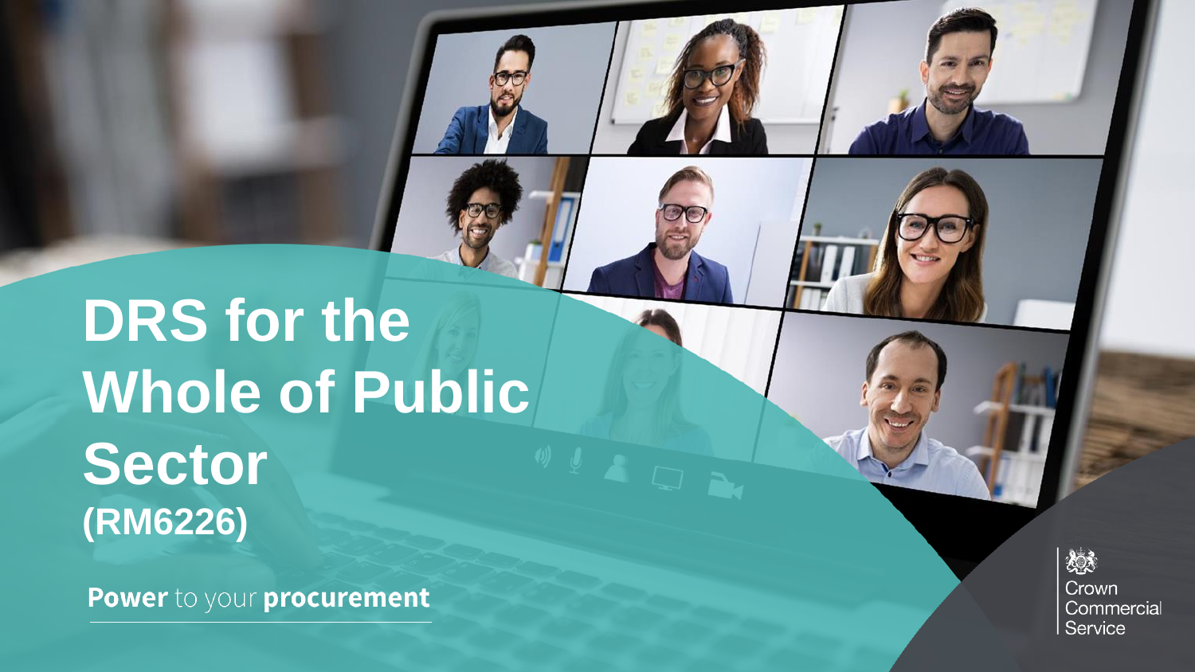# DRS for the Whole of Public Sector

**(RM6226)**

**Power** to your **procurement**

Crown Commercial Service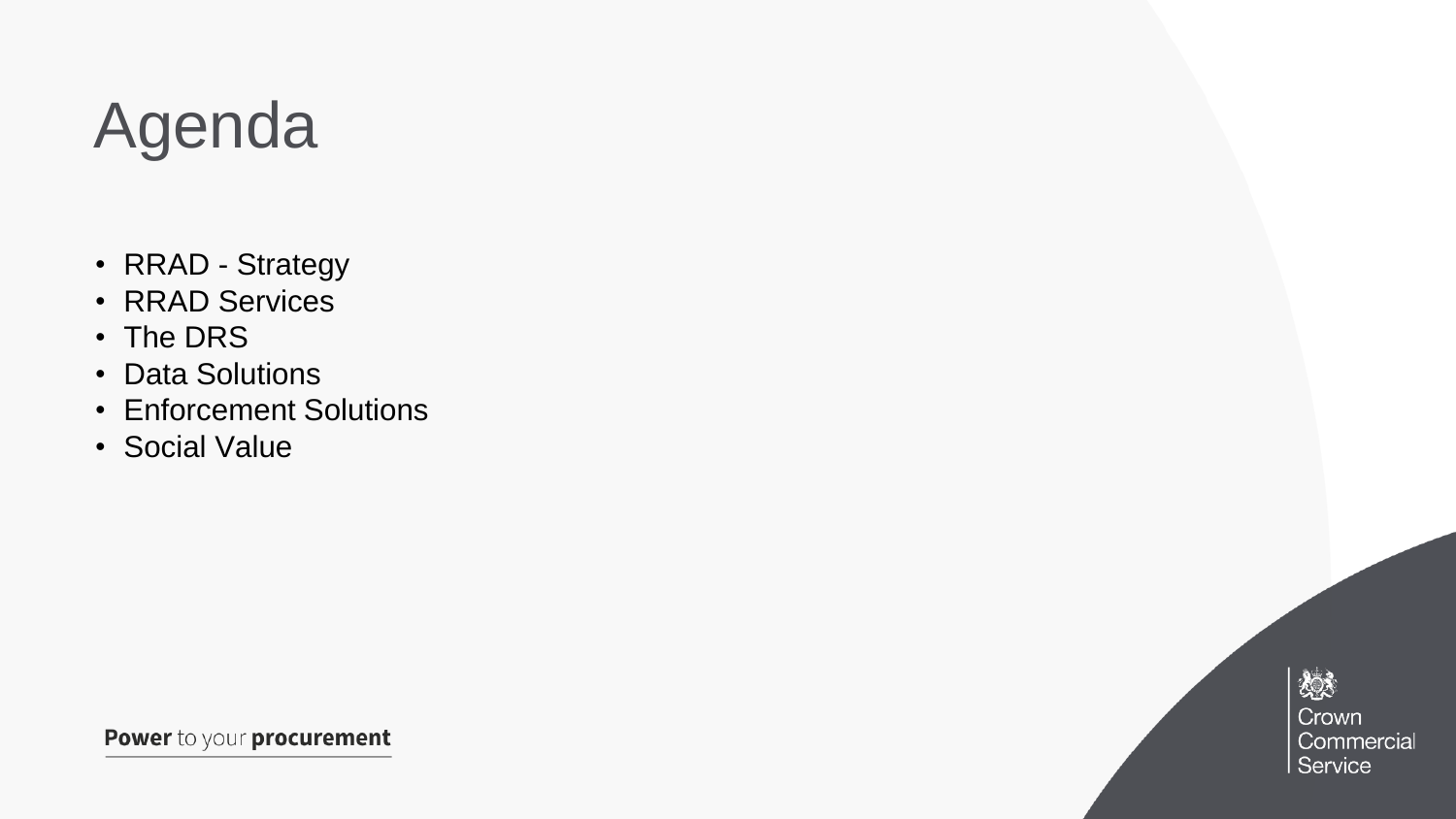# Agenda

- RRAD - Strategy
- RRAD Services
- The DRS
- Data Solutions
- Enforcement Solutions
- Social Value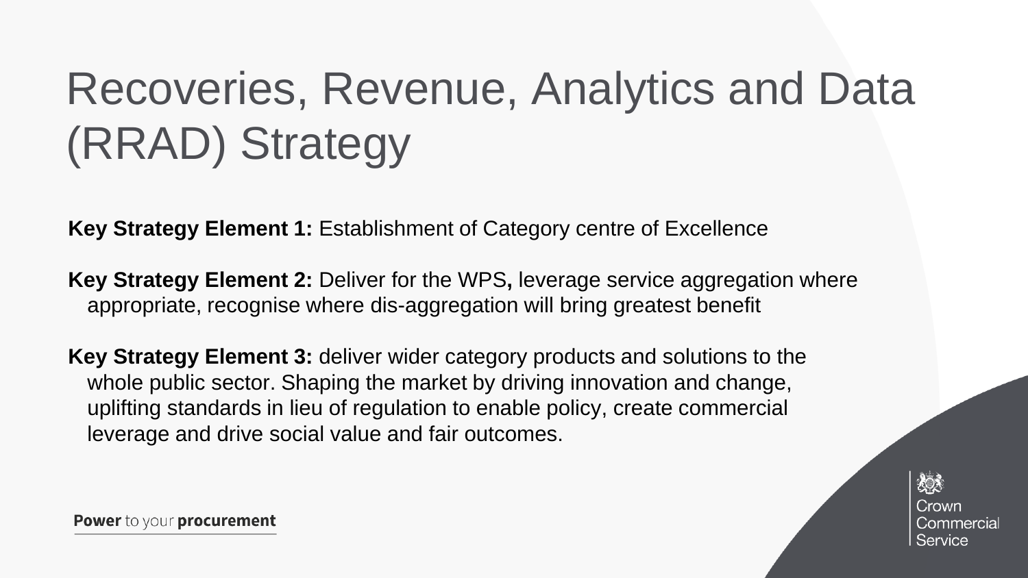# Recoveries, Revenue, Analytics and Data (RRAD) Strategy

**Key Strategy Element 1:** Establishment of Category centre of Excellence

**Key Strategy Element 2:** Deliver for the WPS**,** leverage service aggregation where appropriate, recognise where dis-aggregation will bring greatest benefit

**Key Strategy Element 3:** deliver wider category products and solutions to the whole public sector. Shaping the market by driving innovation and change, uplifting standards in lieu of regulation to enable policy, create commercial leverage and drive social value and fair outcomes.

**Power** to your **procurement**

Crown Commercial Service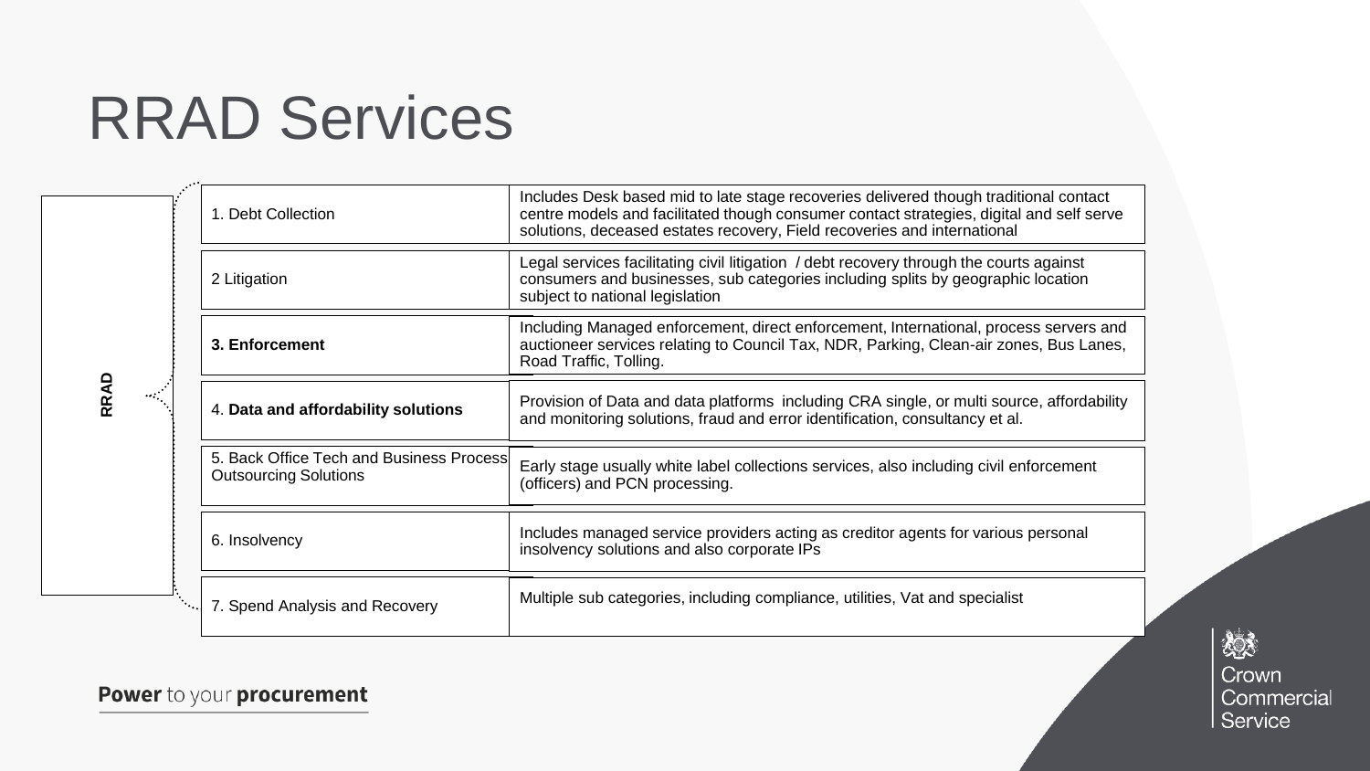# RRAD Services

**RRAD**

| Service | Description |
| --- | --- |
| 1. Debt Collection | Includes Desk based mid to late stage recoveries delivered though traditional contact centre models and facilitated though consumer contact strategies, digital and self serve solutions, deceased estates recovery, Field recoveries and international |
| 2 Litigation | Legal services facilitating civil litigation / debt recovery through the courts against consumers and businesses, sub categories including splits by geographic location subject to national legislation |
| **3. Enforcement** | Including Managed enforcement, direct enforcement, International, process servers and auctioneer services relating to Council Tax, NDR, Parking, Clean-air zones, Bus Lanes, Road Traffic, Tolling. |
| 4. **Data and affordability solutions** | Provision of Data and data platforms including CRA single, or multi source, affordability and monitoring solutions, fraud and error identification, consultancy et al. |
| 5. Back Office Tech and Business Process Outsourcing Solutions | Early stage usually white label collections services, also including civil enforcement (officers) and PCN processing. |
| 6. Insolvency | Includes managed service providers acting as creditor agents for various personal insolvency solutions and also corporate IPs |
| 7. Spend Analysis and Recovery | Multiple sub categories, including compliance, utilities, Vat and specialist |

**Power** to your **procurement**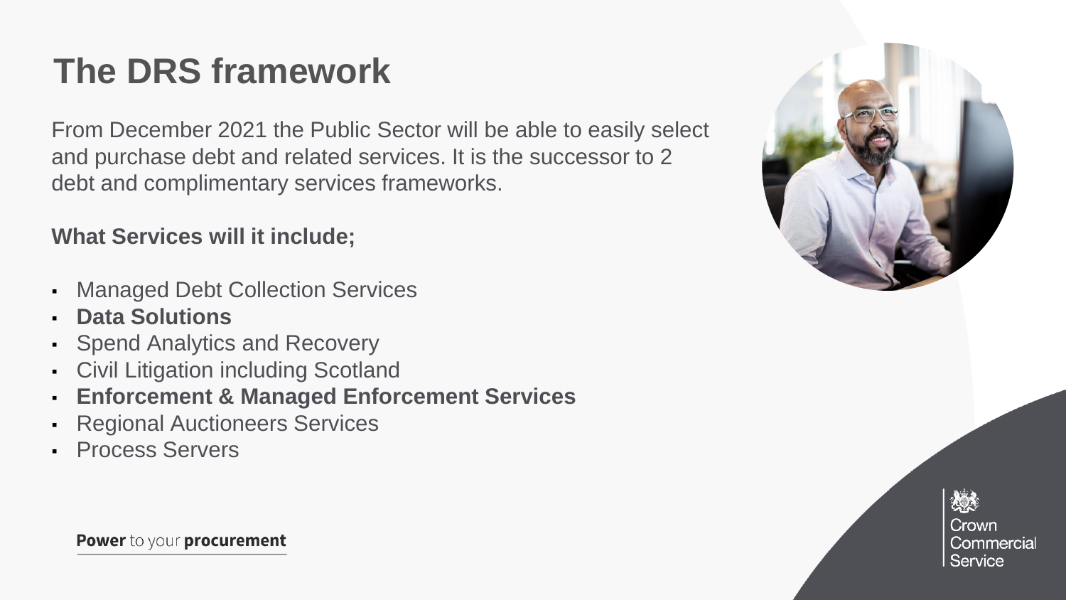# The DRS framework

From December 2021 the Public Sector will be able to easily select and purchase debt and related services. It is the successor to 2 debt and complimentary services frameworks.

**What Services will it include;**

- Managed Debt Collection Services
- **Data Solutions**
- Spend Analytics and Recovery
- Civil Litigation including Scotland
- **Enforcement & Managed Enforcement Services**
- Regional Auctioneers Services
- Process Servers

**Power** to your **procurement**

Crown Commercial Service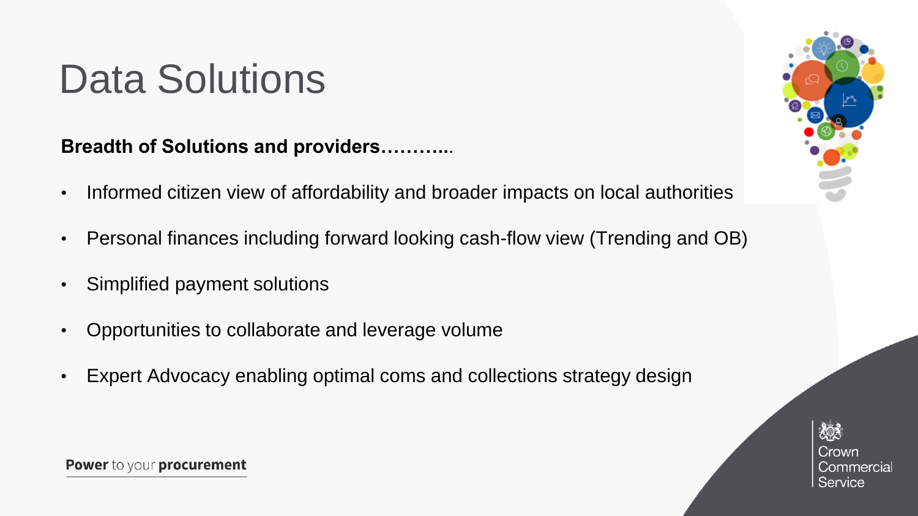# Data Solutions

**Breadth of Solutions and providers………..**

- Informed citizen view of affordability and broader impacts on local authorities
- Personal finances including forward looking cash-flow view (Trending and OB)
- Simplified payment solutions
- Opportunities to collaborate and leverage volume
- Expert Advocacy enabling optimal coms and collections strategy design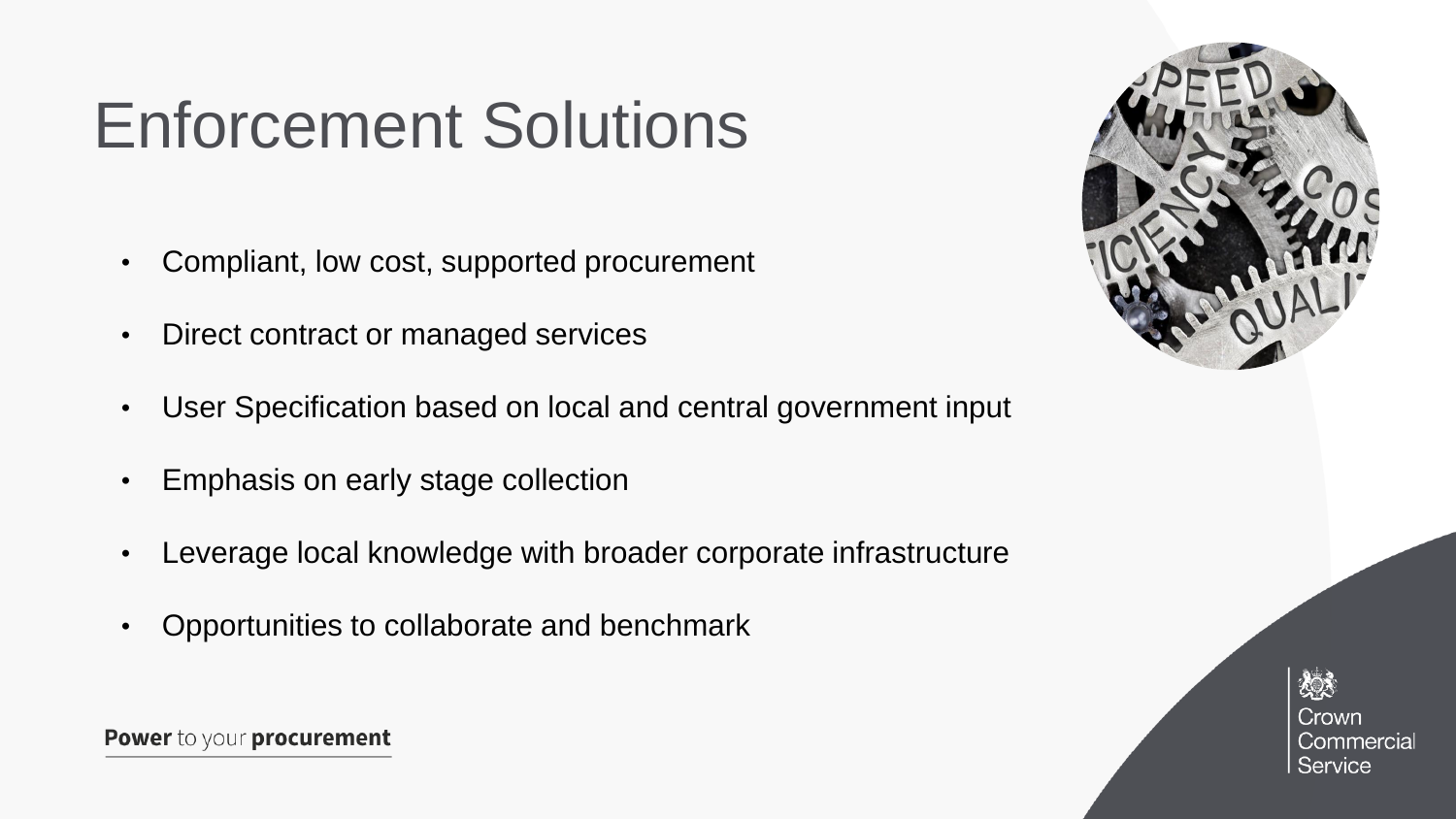# Enforcement Solutions

- Compliant, low cost, supported procurement
- Direct contract or managed services
- User Specification based on local and central government input
- Emphasis on early stage collection
- Leverage local knowledge with broader corporate infrastructure
- Opportunities to collaborate and benchmark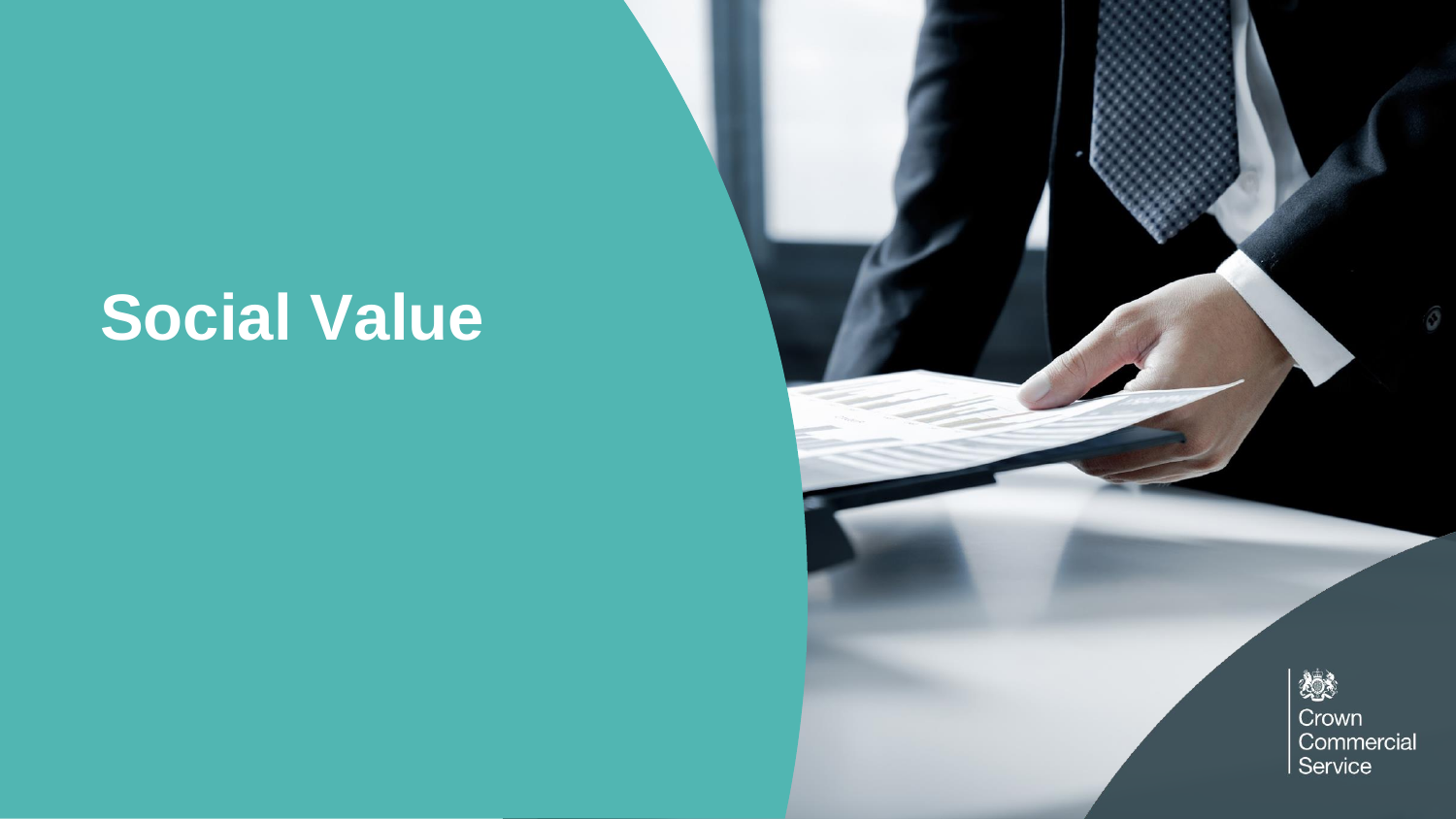# Social Value

Crown Commercial Service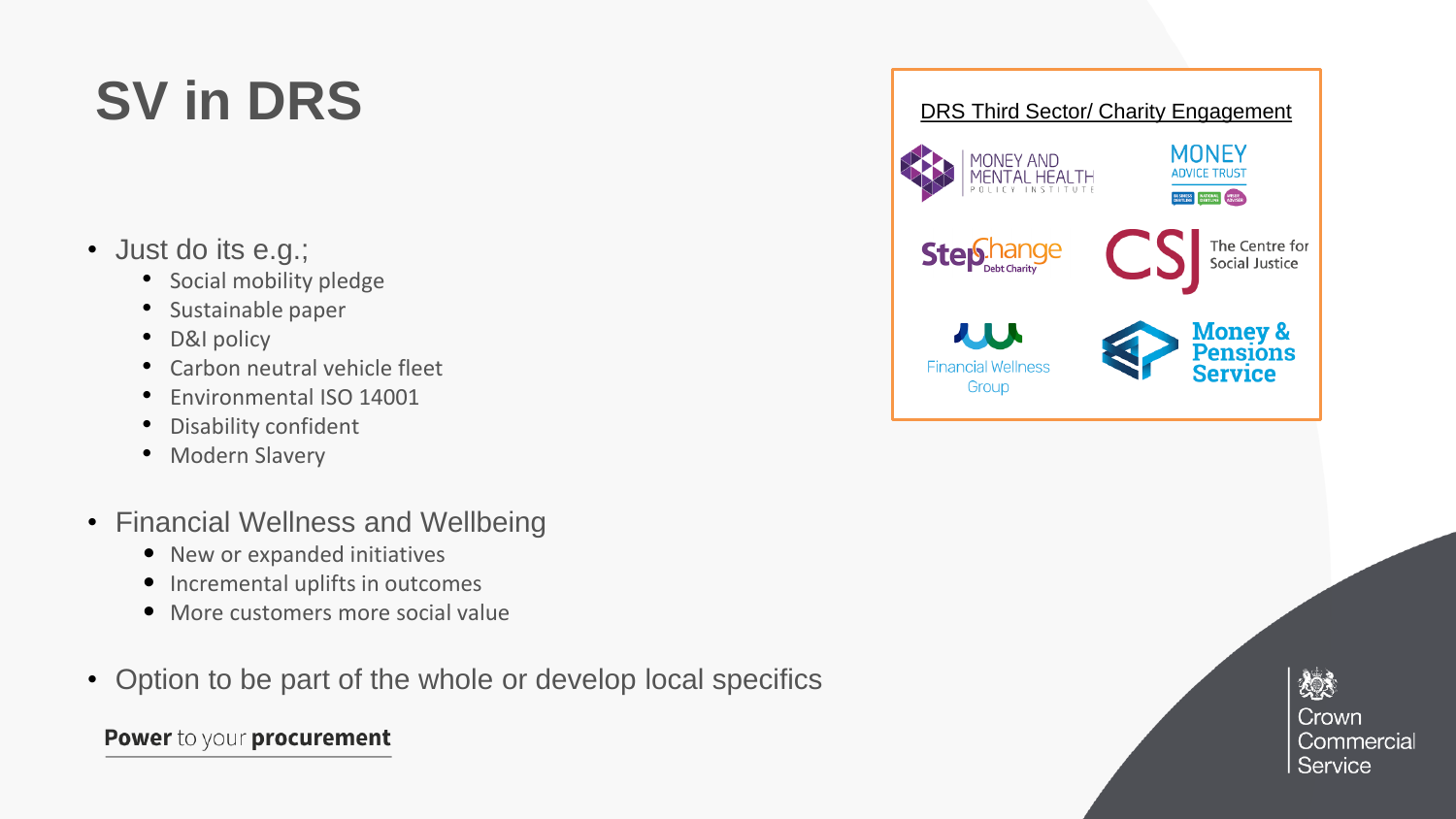# SV in DRS

- Just do its e.g.;
  - Social mobility pledge
  - Sustainable paper
  - D&I policy
  - Carbon neutral vehicle fleet
  - Environmental ISO 14001
  - Disability confident
  - Modern Slavery
- Financial Wellness and Wellbeing
  - New or expanded initiatives
  - Incremental uplifts in outcomes
  - More customers more social value
- Option to be part of the whole or develop local specifics

**Power** to your **procurement**

DRS Third Sector/ Charity Engagement

MONEY AND MENTAL HEALTH POLICY INSTITUTE

MONEY ADVICE TRUST

StepChange Debt Charity

CSJ The Centre for Social Justice

Financial Wellness Group

Money & Pensions Service

Crown Commercial Service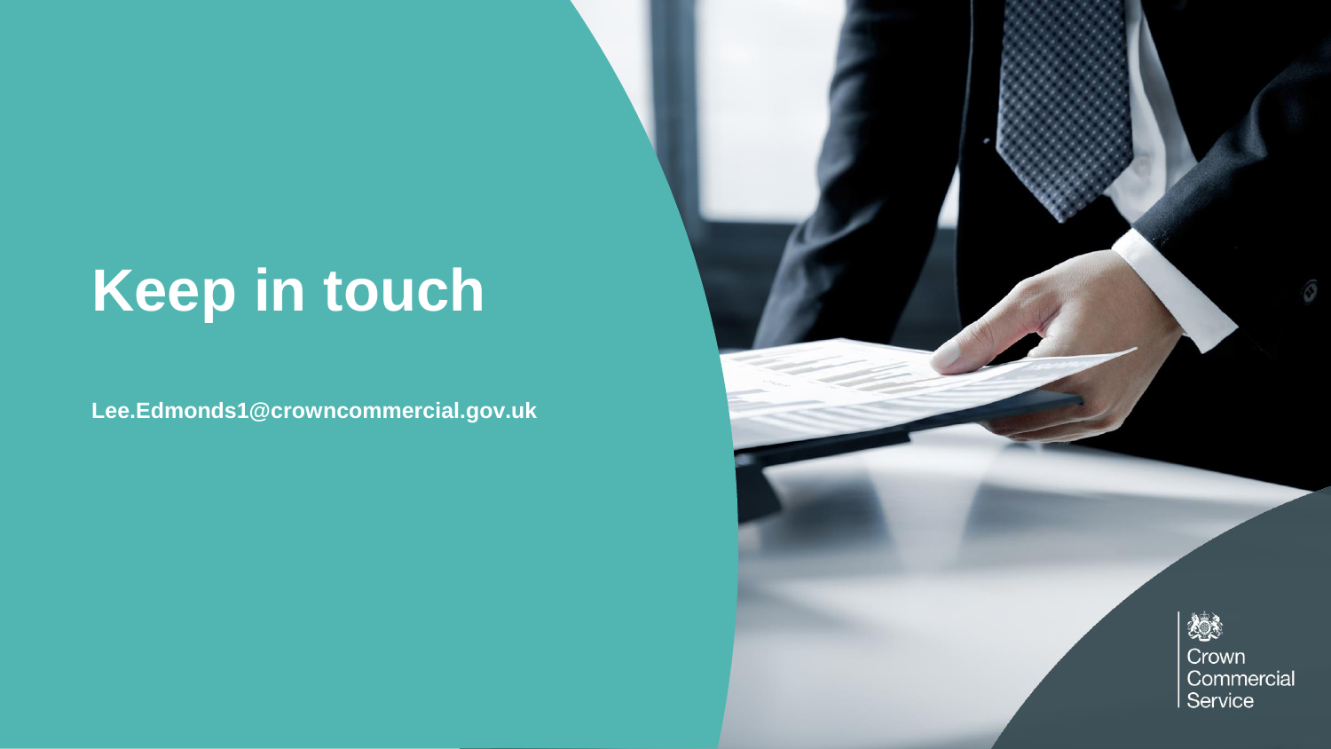# Keep in touch

**Lee.Edmonds1@crowncommercial.gov.uk**